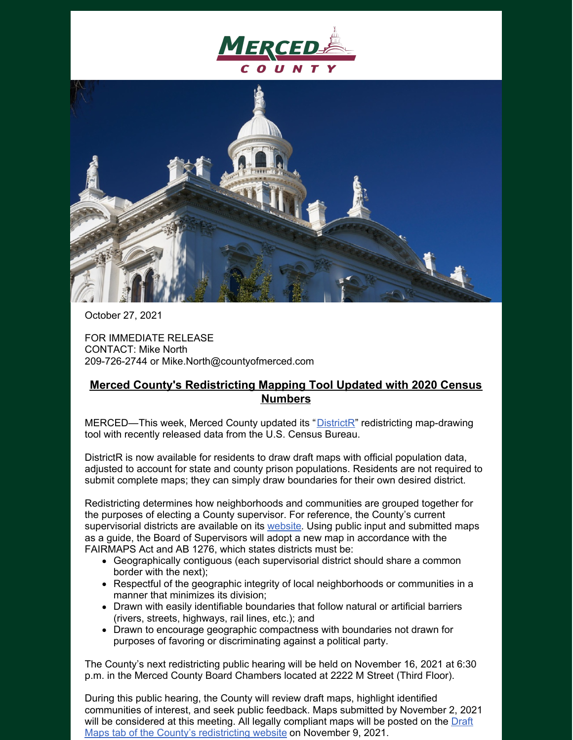October 27, 2021

FOR IMMEDIATE RELEASE
CONTACT: Mike North
209-726-2744 or Mike.North@countyofmerced.com

## Merced County's Redistricting Mapping Tool Updated with 2020 Census Numbers

MERCED—This week, Merced County updated its "DistrictR" redistricting map-drawing tool with recently released data from the U.S. Census Bureau.

DistrictR is now available for residents to draw draft maps with official population data, adjusted to account for state and county prison populations. Residents are not required to submit complete maps; they can simply draw boundaries for their own desired district.

Redistricting determines how neighborhoods and communities are grouped together for the purposes of electing a County supervisor. For reference, the County's current supervisorial districts are available on its website. Using public input and submitted maps as a guide, the Board of Supervisors will adopt a new map in accordance with the FAIRMAPS Act and AB 1276, which states districts must be:

- Geographically contiguous (each supervisorial district should share a common border with the next);
- Respectful of the geographic integrity of local neighborhoods or communities in a manner that minimizes its division;
- Drawn with easily identifiable boundaries that follow natural or artificial barriers (rivers, streets, highways, rail lines, etc.); and
- Drawn to encourage geographic compactness with boundaries not drawn for purposes of favoring or discriminating against a political party.

The County's next redistricting public hearing will be held on November 16, 2021 at 6:30 p.m. in the Merced County Board Chambers located at 2222 M Street (Third Floor).

During this public hearing, the County will review draft maps, highlight identified communities of interest, and seek public feedback. Maps submitted by November 2, 2021 will be considered at this meeting. All legally compliant maps will be posted on the Draft Maps tab of the County's redistricting website on November 9, 2021.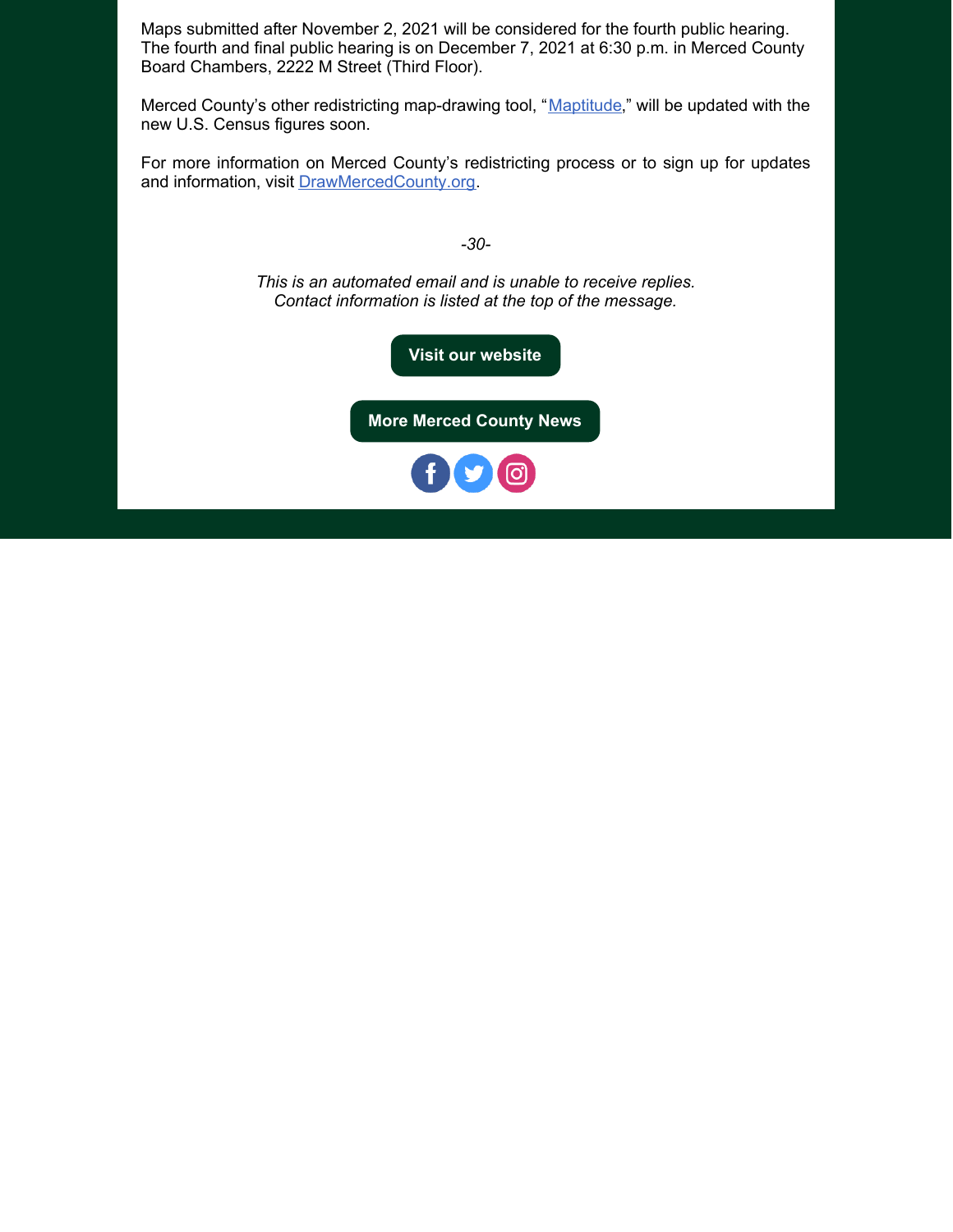Maps submitted after November 2, 2021 will be considered for the fourth public hearing. The fourth and final public hearing is on December 7, 2021 at 6:30 p.m. in Merced County Board Chambers, 2222 M Street (Third Floor).

Merced County's other redistricting map-drawing tool, "Maptitude," will be updated with the new U.S. Census figures soon.

For more information on Merced County's redistricting process or to sign up for updates and information, visit DrawMercedCounty.org.

-30-

*This is an automated email and is unable to receive replies.*
*Contact information is listed at the top of the message.*

**Visit our website**

**More Merced County News**